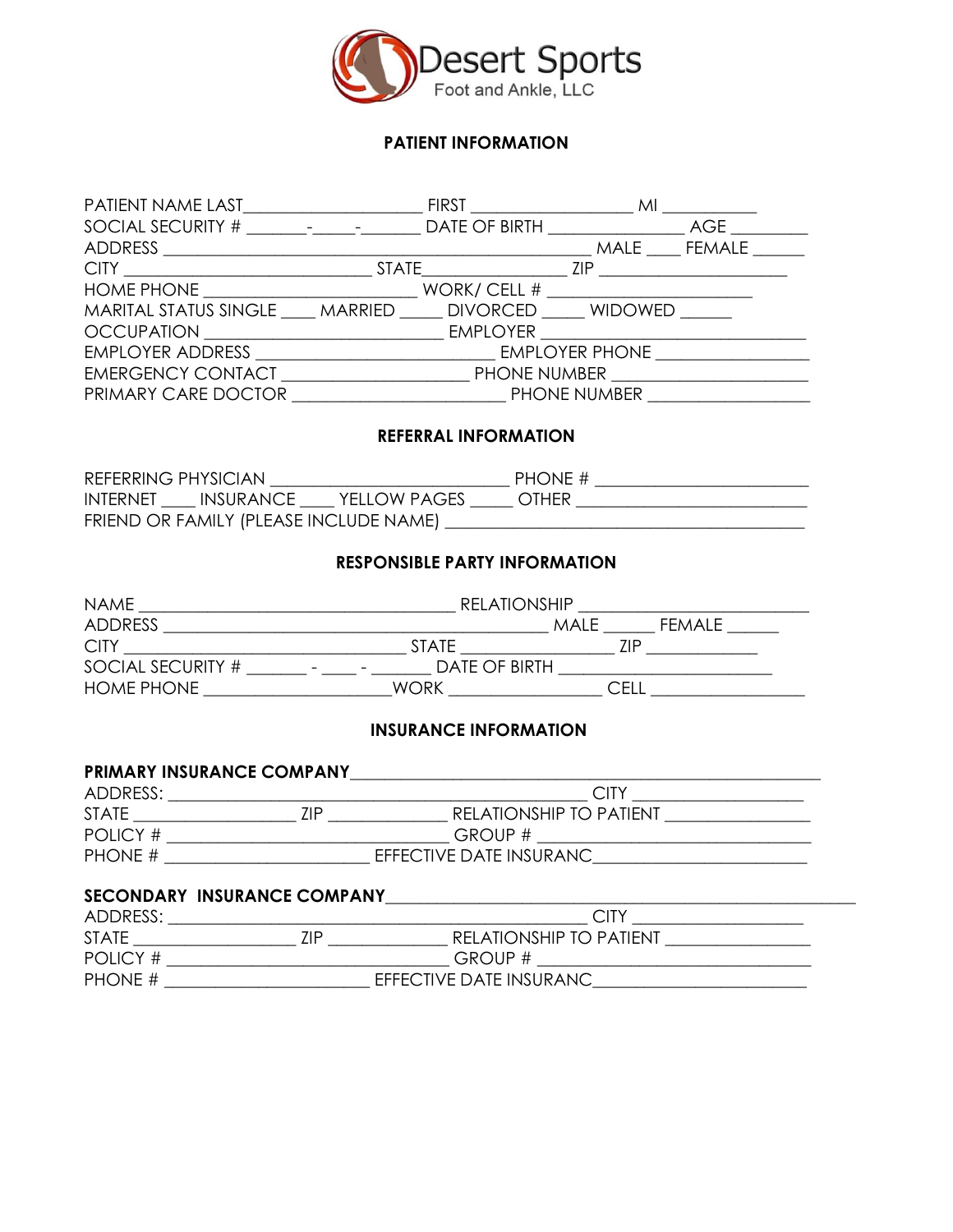Desert Sports
Foot and Ankle, LLC

## PATIENT INFORMATION

PATIENT NAME LAST____________________ FIRST __________________ MI ___________
SOCIAL SECURITY # _______-_____-_______ DATE OF BIRTH ________________ AGE _________
ADDRESS ____________________________________________________ MALE ____ FEMALE ______
CITY _____________________________ STATE________________ ZIP _____________________
HOME PHONE _________________________ WORK/ CELL # ________________________
MARITAL STATUS SINGLE ____ MARRIED _____ DIVORCED _____ WIDOWED ______
OCCUPATION ____________________________ EMPLOYER _______________________________
EMPLOYER ADDRESS ____________________________ EMPLOYER PHONE __________________
EMERGENCY CONTACT ______________________ PHONE NUMBER ______________________
PRIMARY CARE DOCTOR _________________________ PHONE NUMBER ___________________

## REFERRAL INFORMATION

REFERRING PHYSICIAN ____________________________ PHONE # _________________________
INTERNET ____ INSURANCE ____ YELLOW PAGES _____ OTHER __________________________
FRIEND OR FAMILY (PLEASE INCLUDE NAME) __________________________________________

## RESPONSIBLE PARTY INFORMATION

NAME ______________________________________ RELATIONSHIP ___________________________
ADDRESS ________________________________________________ MALE ______ FEMALE ______
CITY _________________________________ STATE __________________ ZIP _____________
SOCIAL SECURITY # _______ - ____ - _______ DATE OF BIRTH __________________________
HOME PHONE _____________________WORK _________________ CELL _________________

## INSURANCE INFORMATION

**PRIMARY INSURANCE COMPANY**________________________________________________________
ADDRESS: __________________________________________________ CITY ____________________
STATE ___________________ ZIP ______________ RELATIONSHIP TO PATIENT _________________
POLICY # ___________________________________ GROUP # _______________________________
PHONE # ________________________ EFFECTIVE DATE INSURANC_________________________

**SECONDARY INSURANCE COMPANY**______________________________________________________
ADDRESS: __________________________________________________ CITY ____________________
STATE ___________________ ZIP ______________ RELATIONSHIP TO PATIENT _________________
POLICY # ___________________________________ GROUP # _______________________________
PHONE # ________________________ EFFECTIVE DATE INSURANC_________________________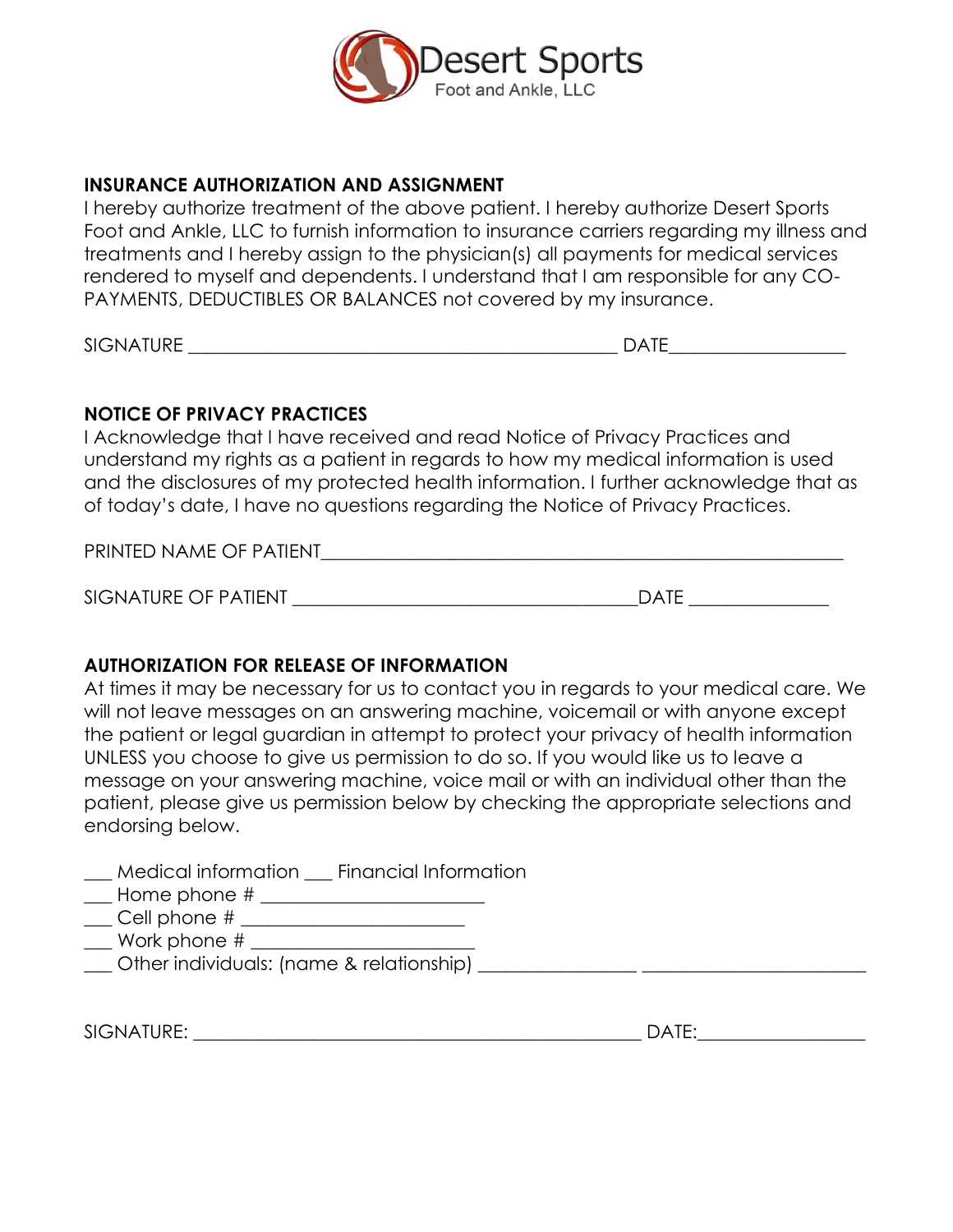Desert Sports
Foot and Ankle, LLC

## INSURANCE AUTHORIZATION AND ASSIGNMENT

I hereby authorize treatment of the above patient. I hereby authorize Desert Sports Foot and Ankle, LLC to furnish information to insurance carriers regarding my illness and treatments and I hereby assign to the physician(s) all payments for medical services rendered to myself and dependents. I understand that I am responsible for any CO-PAYMENTS, DEDUCTIBLES OR BALANCES not covered by my insurance.

SIGNATURE _______________________________________________ DATE__________________

## NOTICE OF PRIVACY PRACTICES

I Acknowledge that I have received and read Notice of Privacy Practices and understand my rights as a patient in regards to how my medical information is used and the disclosures of my protected health information. I further acknowledge that as of today's date, I have no questions regarding the Notice of Privacy Practices.

PRINTED NAME OF PATIENT__________________________________________________________

SIGNATURE OF PATIENT ____________________________________DATE _______________

## AUTHORIZATION FOR RELEASE OF INFORMATION

At times it may be necessary for us to contact you in regards to your medical care. We will not leave messages on an answering machine, voicemail or with anyone except the patient or legal guardian in attempt to protect your privacy of health information UNLESS you choose to give us permission to do so. If you would like us to leave a message on your answering machine, voice mail or with an individual other than the patient, please give us permission below by checking the appropriate selections and endorsing below.

___ Medical information ___ Financial Information
___ Home phone # _______________________
___ Cell phone # _______________________
___ Work phone # _______________________
___ Other individuals: (name & relationship) _________________ ________________________

SIGNATURE: _________________________________________________ DATE:_________________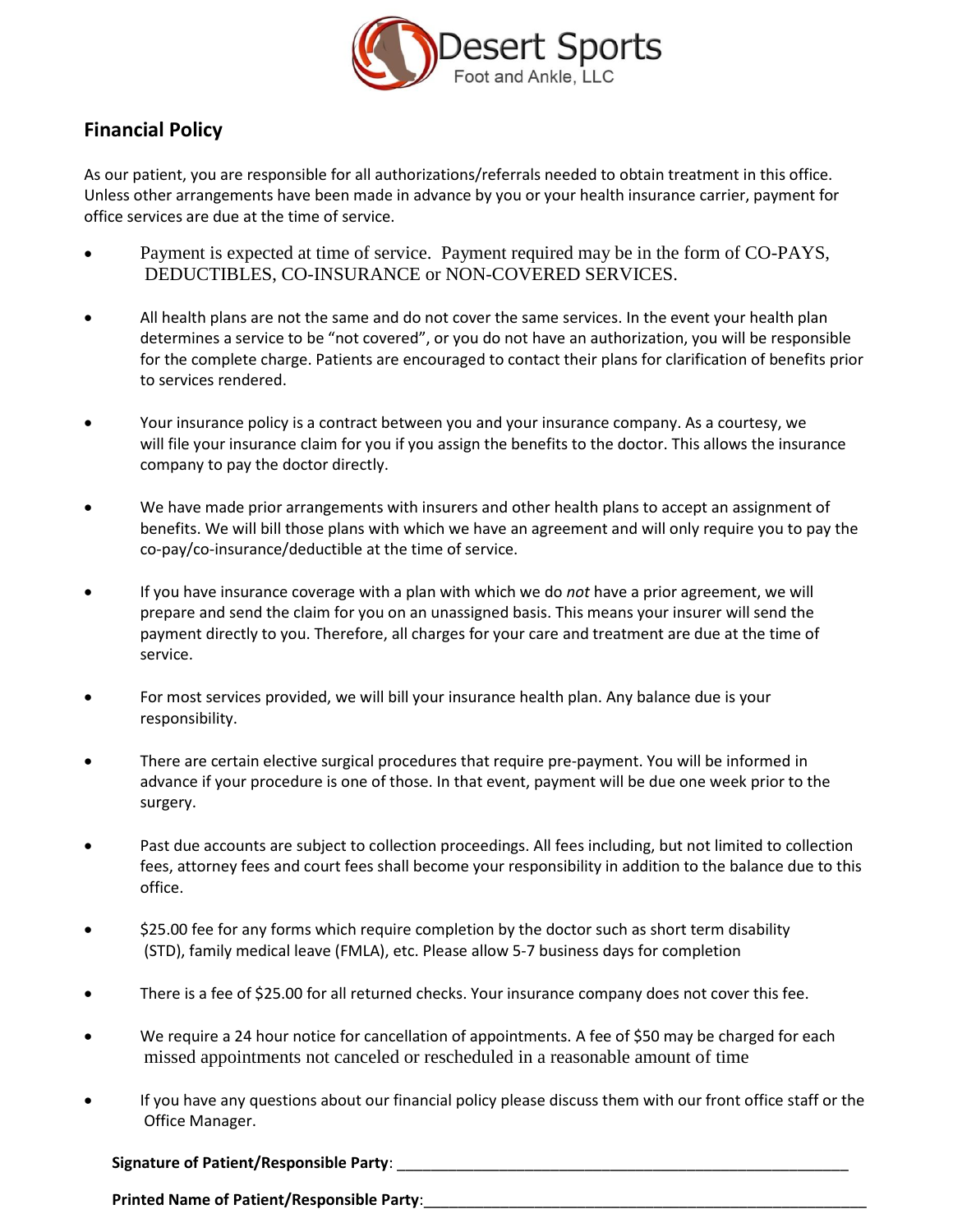Desert Sports
Foot and Ankle, LLC

## Financial Policy

As our patient, you are responsible for all authorizations/referrals needed to obtain treatment in this office. Unless other arrangements have been made in advance by you or your health insurance carrier, payment for office services are due at the time of service.

- Payment is expected at time of service. Payment required may be in the form of CO-PAYS, DEDUCTIBLES, CO-INSURANCE or NON-COVERED SERVICES.
- All health plans are not the same and do not cover the same services. In the event your health plan determines a service to be "not covered", or you do not have an authorization, you will be responsible for the complete charge. Patients are encouraged to contact their plans for clarification of benefits prior to services rendered.
- Your insurance policy is a contract between you and your insurance company. As a courtesy, we will file your insurance claim for you if you assign the benefits to the doctor. This allows the insurance company to pay the doctor directly.
- We have made prior arrangements with insurers and other health plans to accept an assignment of benefits. We will bill those plans with which we have an agreement and will only require you to pay the co-pay/co-insurance/deductible at the time of service.
- If you have insurance coverage with a plan with which we do *not* have a prior agreement, we will prepare and send the claim for you on an unassigned basis. This means your insurer will send the payment directly to you. Therefore, all charges for your care and treatment are due at the time of service.
- For most services provided, we will bill your insurance health plan. Any balance due is your responsibility.
- There are certain elective surgical procedures that require pre-payment. You will be informed in advance if your procedure is one of those. In that event, payment will be due one week prior to the surgery.
- Past due accounts are subject to collection proceedings. All fees including, but not limited to collection fees, attorney fees and court fees shall become your responsibility in addition to the balance due to this office.
- $25.00 fee for any forms which require completion by the doctor such as short term disability (STD), family medical leave (FMLA), etc. Please allow 5-7 business days for completion
- There is a fee of $25.00 for all returned checks. Your insurance company does not cover this fee.
- We require a 24 hour notice for cancellation of appointments. A fee of $50 may be charged for each missed appointments not canceled or rescheduled in a reasonable amount of time
- If you have any questions about our financial policy please discuss them with our front office staff or the Office Manager.

**Signature of Patient/Responsible Party**: ________________________________________________________

**Printed Name of Patient/Responsible Party**:________________________________________________________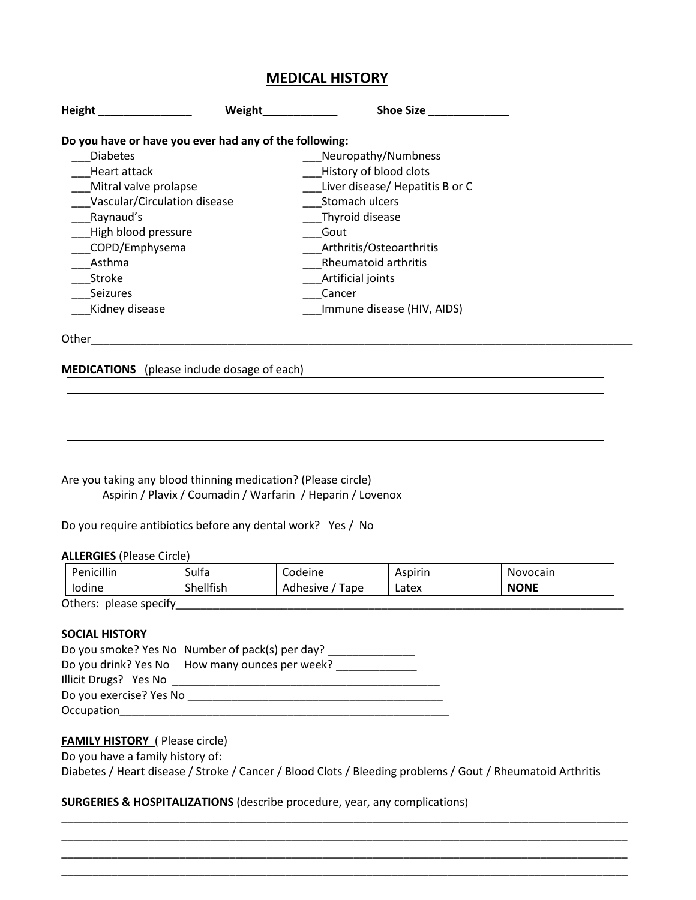## MEDICAL HISTORY

**Height _______________** **Weight____________** **Shoe Size _____________**

**Do you have or have you ever had any of the following:**

___Diabetes
___Heart attack
___Mitral valve prolapse
___Vascular/Circulation disease
___Raynaud's
___High blood pressure
___COPD/Emphysema
___Asthma
___Stroke
___Seizures
___Kidney disease
___Neuropathy/Numbness
___History of blood clots
___Liver disease/ Hepatitis B or C
___Stomach ulcers
___Thyroid disease
___Gout
___Arthritis/Osteoarthritis
___Rheumatoid arthritis
___Artificial joints
___Cancer
___Immune disease (HIV, AIDS)

Other_____________________________________________________________________________________

**MEDICATIONS** (please include dosage of each)

| | | |
|---|---|---|
| | | |
| | | |
| | | |
| | | |

Are you taking any blood thinning medication? (Please circle)
Aspirin / Plavix / Coumadin / Warfarin / Heparin / Lovenox

Do you require antibiotics before any dental work? Yes / No

**ALLERGIES** (Please Circle)

| | | | | |
|---|---|---|---|---|
| Penicillin | Sulfa | Codeine | Aspirin | Novocain |
| Iodine | Shellfish | Adhesive / Tape | Latex | **NONE** |

Others: please specify_____________________________________________________________________________

**SOCIAL HISTORY**

Do you smoke? Yes No Number of pack(s) per day? ______________
Do you drink? Yes No How many ounces per week? _____________
Illicit Drugs? Yes No ____________________________________________
Do you exercise? Yes No __________________________________________
Occupation_______________________________________________________

**FAMILY HISTORY** ( Please circle)
Do you have a family history of:
Diabetes / Heart disease / Stroke / Cancer / Blood Clots / Bleeding problems / Gout / Rheumatoid Arthritis

**SURGERIES & HOSPITALIZATIONS** (describe procedure, year, any complications)

_____________________________________________________________________________________________
_____________________________________________________________________________________________
_____________________________________________________________________________________________
_____________________________________________________________________________________________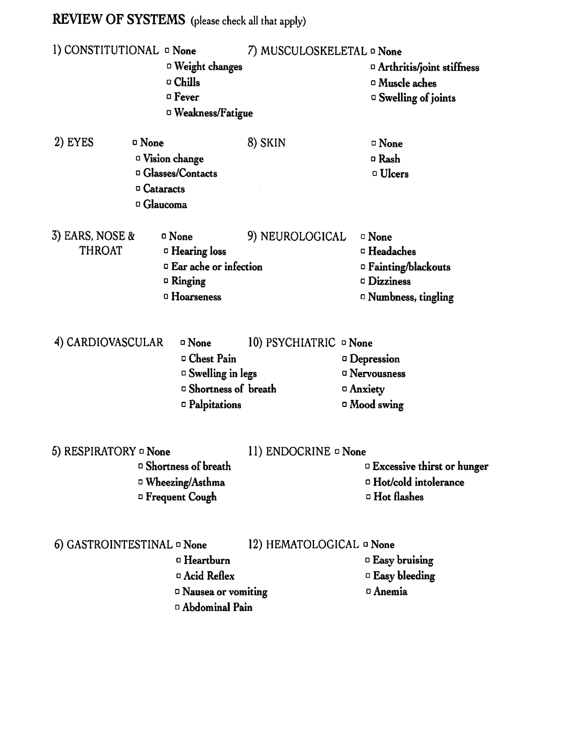## REVIEW OF SYSTEMS (please check all that apply)

1) CONSTITUTIONAL
- ▫ None
- ▫ Weight changes
- ▫ Chills
- ▫ Fever
- ▫ Weakness/Fatigue

2) EYES
- ▫ None
- ▫ Vision change
- ▫ Glasses/Contacts
- ▫ Cataracts
- ▫ Glaucoma

3) EARS, NOSE & THROAT
- ▫ None
- ▫ Hearing loss
- ▫ Ear ache or infection
- ▫ Ringing
- ▫ Hoarseness

4) CARDIOVASCULAR
- ▫ None
- ▫ Chest Pain
- ▫ Swelling in legs
- ▫ Shortness of breath
- ▫ Palpitations

5) RESPIRATORY
- ▫ None
- ▫ Shortness of breath
- ▫ Wheezing/Asthma
- ▫ Frequent Cough

6) GASTROINTESTINAL
- ▫ None
- ▫ Heartburn
- ▫ Acid Reflex
- ▫ Nausea or vomiting
- ▫ Abdominal Pain

7) MUSCULOSKELETAL
- ▫ None
- ▫ Arthritis/joint stiffness
- ▫ Muscle aches
- ▫ Swelling of joints

8) SKIN
- ▫ None
- ▫ Rash
- ▫ Ulcers

9) NEUROLOGICAL
- ▫ None
- ▫ Headaches
- ▫ Fainting/blackouts
- ▫ Dizziness
- ▫ Numbness, tingling

10) PSYCHIATRIC
- ▫ None
- ▫ Depression
- ▫ Nervousness
- ▫ Anxiety
- ▫ Mood swing

11) ENDOCRINE
- ▫ None
- ▫ Excessive thirst or hunger
- ▫ Hot/cold intolerance
- ▫ Hot flashes

12) HEMATOLOGICAL
- ▫ None
- ▫ Easy bruising
- ▫ Easy bleeding
- ▫ Anemia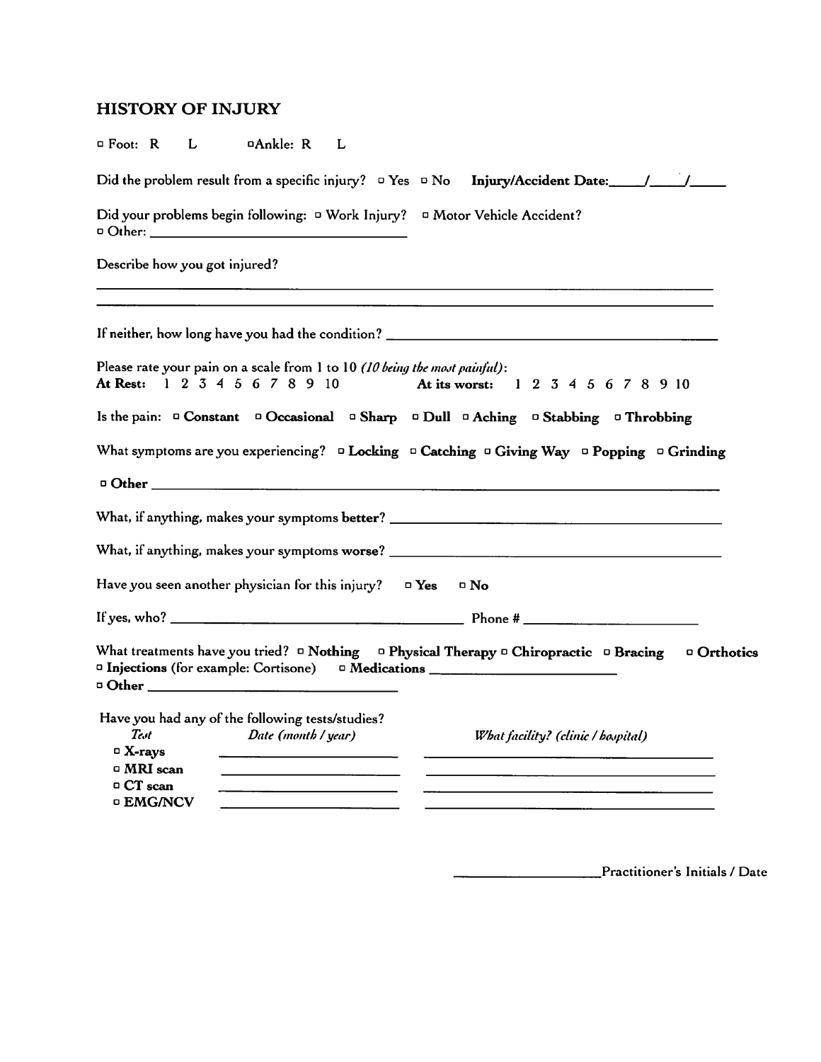## HISTORY OF INJURY

☐ Foot: R L ☐Ankle: R L

Did the problem result from a specific injury? ☐ Yes ☐ No **Injury/Accident Date:**____/____/____

Did your problems begin following: ☐ Work Injury? ☐ Motor Vehicle Accident?
☐ Other: ______________________________

Describe how you got injured?

______________________________________________________________________________

______________________________________________________________________________

If neither, how long have you had the condition? ______________________________________

Please rate your pain on a scale from 1 to 10 *(10 being the most painful)*:
**At Rest:** 1 2 3 4 5 6 7 8 9 10 **At its worst:** 1 2 3 4 5 6 7 8 9 10

Is the pain: ☐ **Constant** ☐ **Occasional** ☐ **Sharp** ☐ **Dull** ☐ **Aching** ☐ **Stabbing** ☐ **Throbbing**

What symptoms are you experiencing? ☐ **Locking** ☐ **Catching** ☐ **Giving Way** ☐ **Popping** ☐ **Grinding**

☐ **Other** ______________________________________________________________________

What, if anything, makes your symptoms **better**? ______________________________________

What, if anything, makes your symptoms **worse**? ______________________________________

Have you seen another physician for this injury? ☐ **Yes** ☐ **No**

If yes, who? ______________________________ Phone # ____________________

What treatments have you tried? ☐ **Nothing** ☐ **Physical Therapy** ☐ **Chiropractic** ☐ **Bracing** ☐ **Orthotics**
☐ **Injections** (for example: Cortisone) ☐ **Medications** ______________________
☐ **Other** ______________________________

Have you had any of the following tests/studies?

| *Test* | *Date (month / year)* | *What facility? (clinic / hospital)* |
|---|---|---|
| ☐ **X-rays** | | |
| ☐ **MRI scan** | | |
| ☐ **CT scan** | | |
| ☐ **EMG/NCV** | | |

____________________Practitioner's Initials / Date